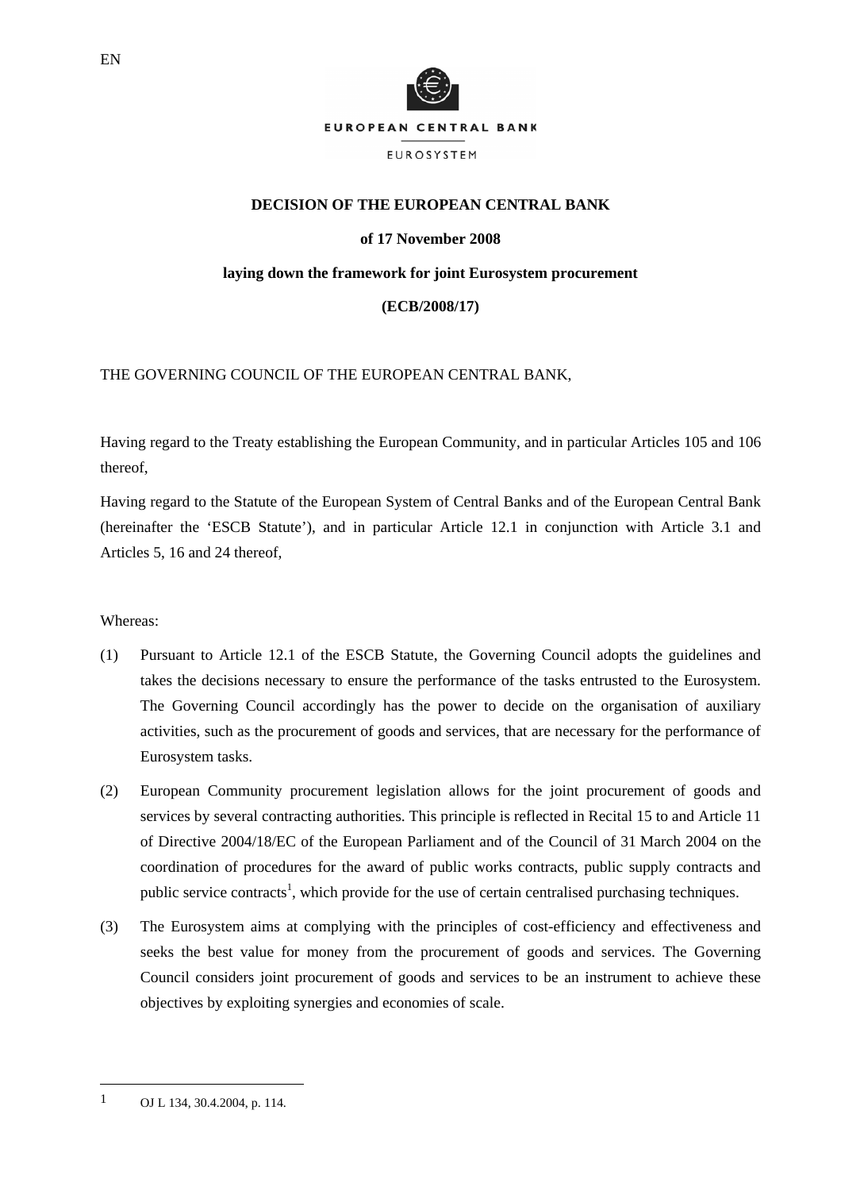EN

EUROPEAN CENTRAL BANK

EUROSYSTEM

**DECISION OF THE EUROPEAN CENTRAL BANK**

**of 17 November 2008**

**laying down the framework for joint Eurosystem procurement**

**(ECB/2008/17)**

THE GOVERNING COUNCIL OF THE EUROPEAN CENTRAL BANK,

Having regard to the Treaty establishing the European Community, and in particular Articles 105 and 106 thereof,

Having regard to the Statute of the European System of Central Banks and of the European Central Bank (hereinafter the 'ESCB Statute'), and in particular Article 12.1 in conjunction with Article 3.1 and Articles 5, 16 and 24 thereof,

Whereas:

(1) Pursuant to Article 12.1 of the ESCB Statute, the Governing Council adopts the guidelines and takes the decisions necessary to ensure the performance of the tasks entrusted to the Eurosystem. The Governing Council accordingly has the power to decide on the organisation of auxiliary activities, such as the procurement of goods and services, that are necessary for the performance of Eurosystem tasks.

(2) European Community procurement legislation allows for the joint procurement of goods and services by several contracting authorities. This principle is reflected in Recital 15 to and Article 11 of Directive 2004/18/EC of the European Parliament and of the Council of 31 March 2004 on the coordination of procedures for the award of public works contracts, public supply contracts and public service contracts[1], which provide for the use of certain centralised purchasing techniques.

(3) The Eurosystem aims at complying with the principles of cost-efficiency and effectiveness and seeks the best value for money from the procurement of goods and services. The Governing Council considers joint procurement of goods and services to be an instrument to achieve these objectives by exploiting synergies and economies of scale.

---

[1] OJ L 134, 30.4.2004, p. 114.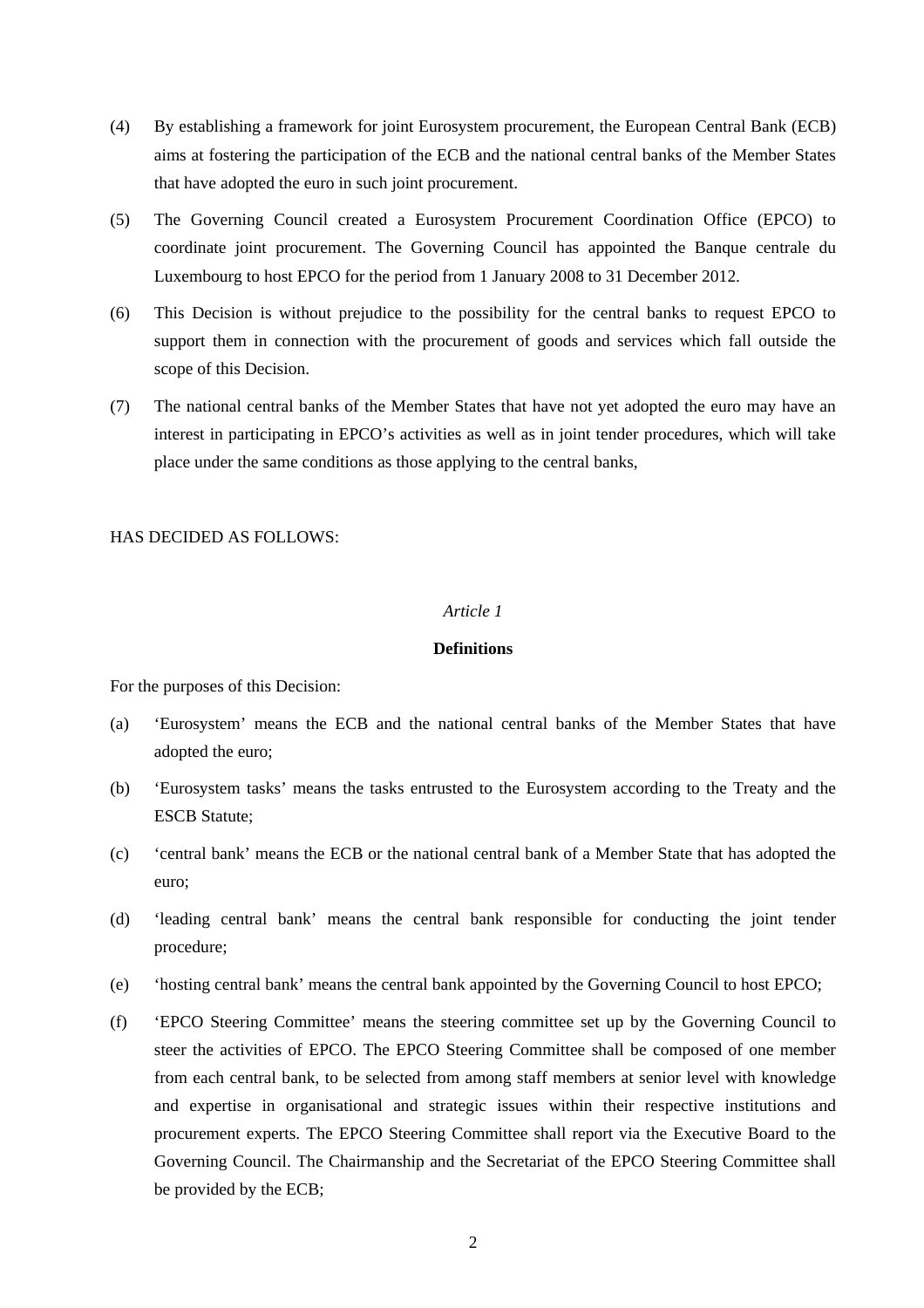(4) By establishing a framework for joint Eurosystem procurement, the European Central Bank (ECB) aims at fostering the participation of the ECB and the national central banks of the Member States that have adopted the euro in such joint procurement.

(5) The Governing Council created a Eurosystem Procurement Coordination Office (EPCO) to coordinate joint procurement. The Governing Council has appointed the Banque centrale du Luxembourg to host EPCO for the period from 1 January 2008 to 31 December 2012.

(6) This Decision is without prejudice to the possibility for the central banks to request EPCO to support them in connection with the procurement of goods and services which fall outside the scope of this Decision.

(7) The national central banks of the Member States that have not yet adopted the euro may have an interest in participating in EPCO's activities as well as in joint tender procedures, which will take place under the same conditions as those applying to the central banks,

HAS DECIDED AS FOLLOWS:

*Article 1*

**Definitions**

For the purposes of this Decision:

(a) 'Eurosystem' means the ECB and the national central banks of the Member States that have adopted the euro;

(b) 'Eurosystem tasks' means the tasks entrusted to the Eurosystem according to the Treaty and the ESCB Statute;

(c) 'central bank' means the ECB or the national central bank of a Member State that has adopted the euro;

(d) 'leading central bank' means the central bank responsible for conducting the joint tender procedure;

(e) 'hosting central bank' means the central bank appointed by the Governing Council to host EPCO;

(f) 'EPCO Steering Committee' means the steering committee set up by the Governing Council to steer the activities of EPCO. The EPCO Steering Committee shall be composed of one member from each central bank, to be selected from among staff members at senior level with knowledge and expertise in organisational and strategic issues within their respective institutions and procurement experts. The EPCO Steering Committee shall report via the Executive Board to the Governing Council. The Chairmanship and the Secretariat of the EPCO Steering Committee shall be provided by the ECB;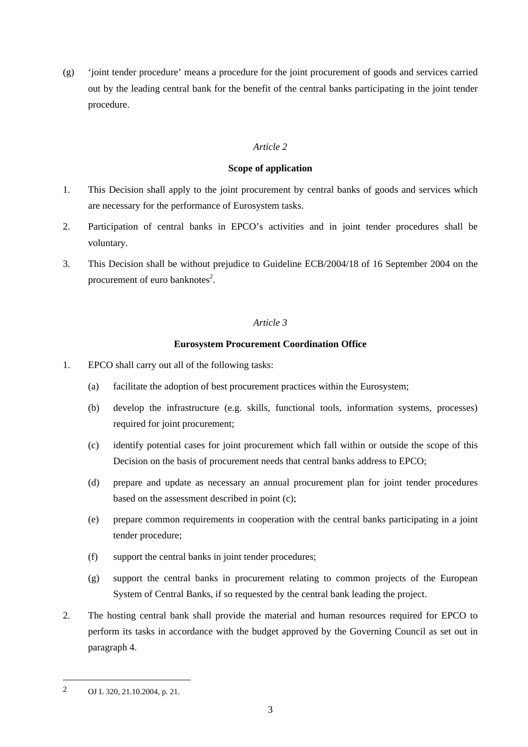(g) 'joint tender procedure' means a procedure for the joint procurement of goods and services carried out by the leading central bank for the benefit of the central banks participating in the joint tender procedure.

*Article 2*

**Scope of application**

1. This Decision shall apply to the joint procurement by central banks of goods and services which are necessary for the performance of Eurosystem tasks.
2. Participation of central banks in EPCO's activities and in joint tender procedures shall be voluntary.
3. This Decision shall be without prejudice to Guideline ECB/2004/18 of 16 September 2004 on the procurement of euro banknotes[2].

*Article 3*

**Eurosystem Procurement Coordination Office**

1. EPCO shall carry out all of the following tasks:
   (a) facilitate the adoption of best procurement practices within the Eurosystem;
   (b) develop the infrastructure (e.g. skills, functional tools, information systems, processes) required for joint procurement;
   (c) identify potential cases for joint procurement which fall within or outside the scope of this Decision on the basis of procurement needs that central banks address to EPCO;
   (d) prepare and update as necessary an annual procurement plan for joint tender procedures based on the assessment described in point (c);
   (e) prepare common requirements in cooperation with the central banks participating in a joint tender procedure;
   (f) support the central banks in joint tender procedures;
   (g) support the central banks in procurement relating to common projects of the European System of Central Banks, if so requested by the central bank leading the project.
2. The hosting central bank shall provide the material and human resources required for EPCO to perform its tasks in accordance with the budget approved by the Governing Council as set out in paragraph 4.

[2] OJ L 320, 21.10.2004, p. 21.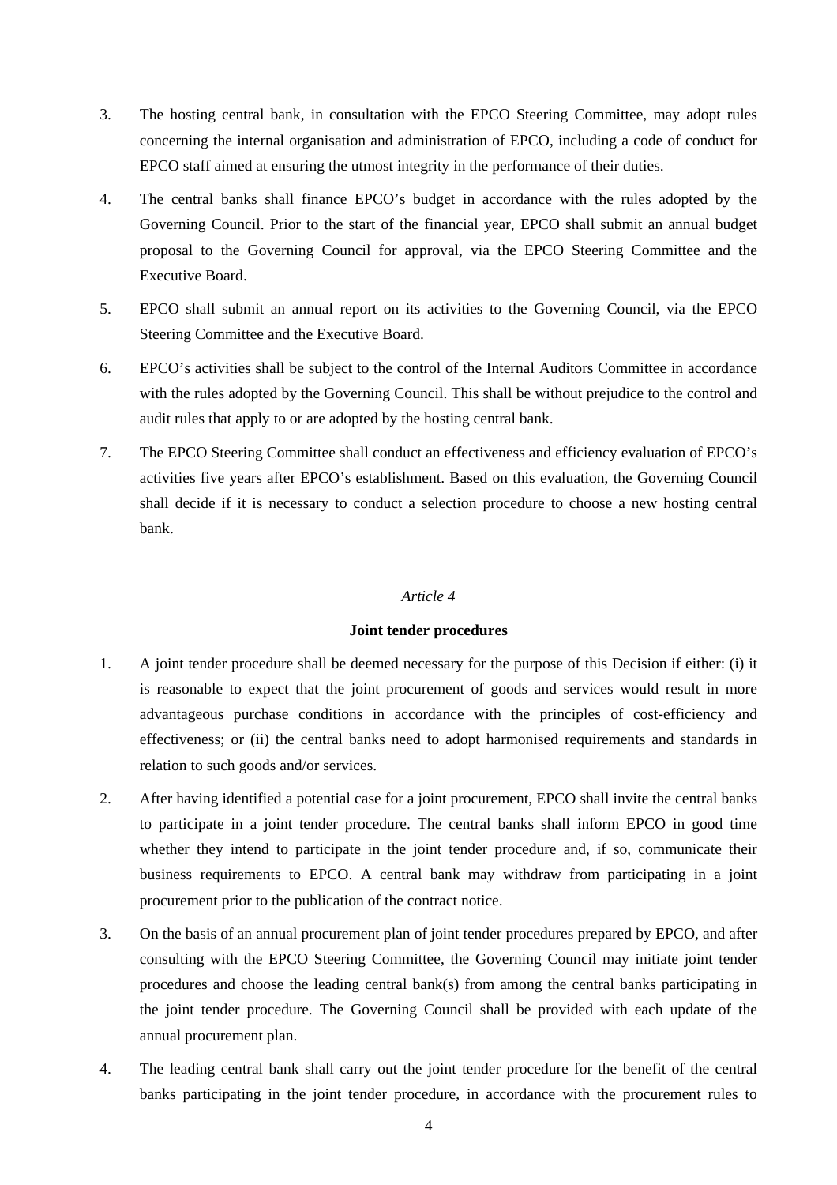3. The hosting central bank, in consultation with the EPCO Steering Committee, may adopt rules concerning the internal organisation and administration of EPCO, including a code of conduct for EPCO staff aimed at ensuring the utmost integrity in the performance of their duties.

4. The central banks shall finance EPCO's budget in accordance with the rules adopted by the Governing Council. Prior to the start of the financial year, EPCO shall submit an annual budget proposal to the Governing Council for approval, via the EPCO Steering Committee and the Executive Board.

5. EPCO shall submit an annual report on its activities to the Governing Council, via the EPCO Steering Committee and the Executive Board.

6. EPCO's activities shall be subject to the control of the Internal Auditors Committee in accordance with the rules adopted by the Governing Council. This shall be without prejudice to the control and audit rules that apply to or are adopted by the hosting central bank.

7. The EPCO Steering Committee shall conduct an effectiveness and efficiency evaluation of EPCO's activities five years after EPCO's establishment. Based on this evaluation, the Governing Council shall decide if it is necessary to conduct a selection procedure to choose a new hosting central bank.

*Article 4*

**Joint tender procedures**

1. A joint tender procedure shall be deemed necessary for the purpose of this Decision if either: (i) it is reasonable to expect that the joint procurement of goods and services would result in more advantageous purchase conditions in accordance with the principles of cost-efficiency and effectiveness; or (ii) the central banks need to adopt harmonised requirements and standards in relation to such goods and/or services.

2. After having identified a potential case for a joint procurement, EPCO shall invite the central banks to participate in a joint tender procedure. The central banks shall inform EPCO in good time whether they intend to participate in the joint tender procedure and, if so, communicate their business requirements to EPCO. A central bank may withdraw from participating in a joint procurement prior to the publication of the contract notice.

3. On the basis of an annual procurement plan of joint tender procedures prepared by EPCO, and after consulting with the EPCO Steering Committee, the Governing Council may initiate joint tender procedures and choose the leading central bank(s) from among the central banks participating in the joint tender procedure. The Governing Council shall be provided with each update of the annual procurement plan.

4. The leading central bank shall carry out the joint tender procedure for the benefit of the central banks participating in the joint tender procedure, in accordance with the procurement rules to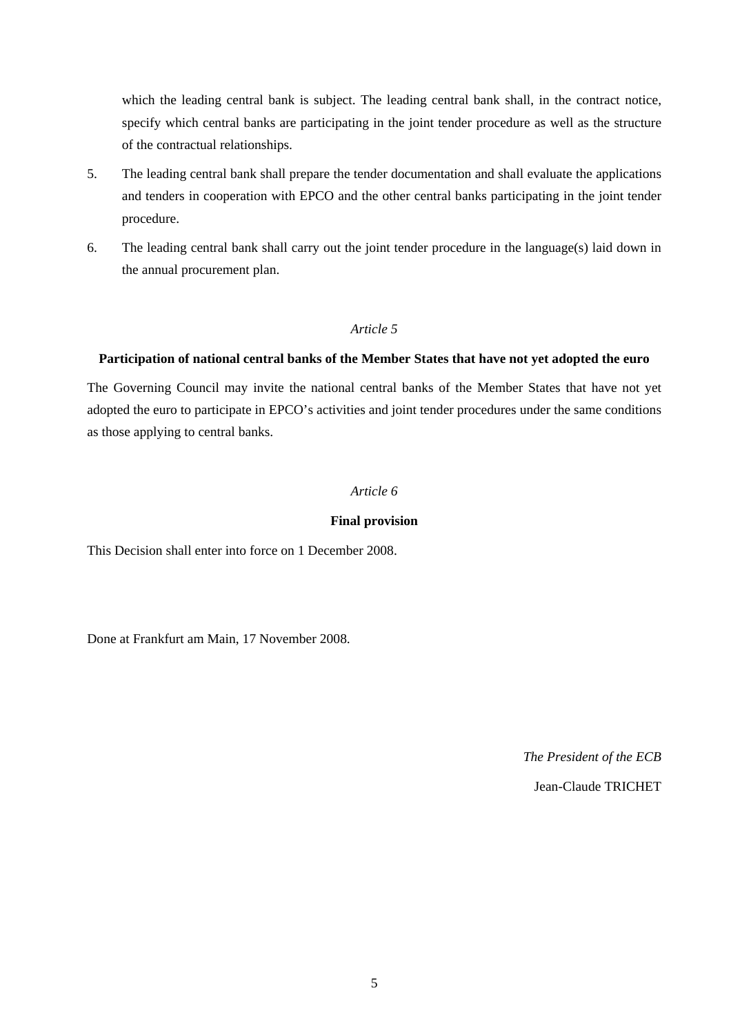which the leading central bank is subject. The leading central bank shall, in the contract notice, specify which central banks are participating in the joint tender procedure as well as the structure of the contractual relationships.

5. The leading central bank shall prepare the tender documentation and shall evaluate the applications and tenders in cooperation with EPCO and the other central banks participating in the joint tender procedure.

6. The leading central bank shall carry out the joint tender procedure in the language(s) laid down in the annual procurement plan.

*Article 5*

**Participation of national central banks of the Member States that have not yet adopted the euro**

The Governing Council may invite the national central banks of the Member States that have not yet adopted the euro to participate in EPCO's activities and joint tender procedures under the same conditions as those applying to central banks.

*Article 6*

**Final provision**

This Decision shall enter into force on 1 December 2008.

Done at Frankfurt am Main, 17 November 2008.

*The President of the ECB*

Jean-Claude TRICHET